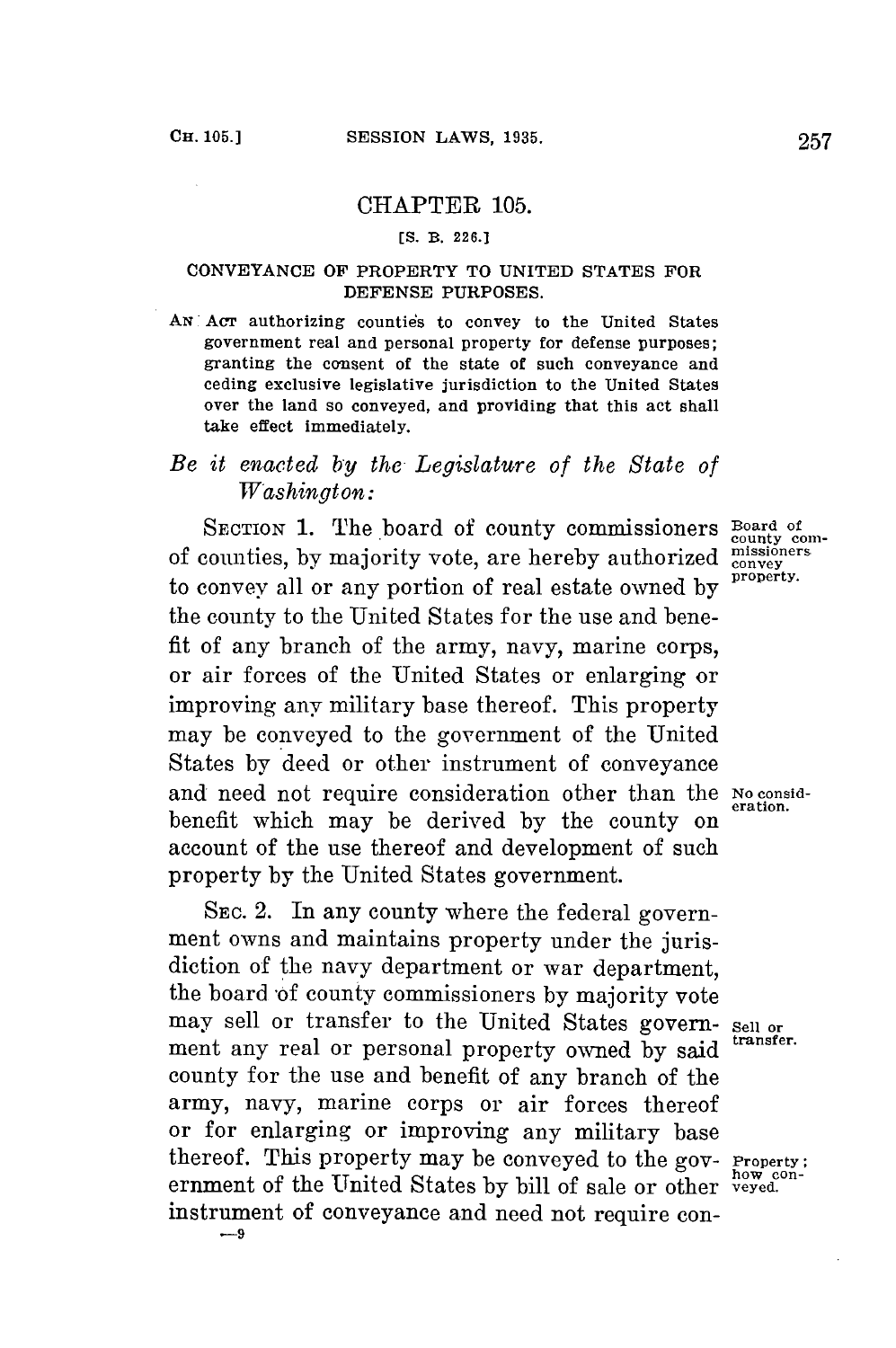# CHAPTER 105.

[S. B. 226.]

## CONVEYANCE OF PROPERTY TO UNITED STATES FOR DEFENSE PURPOSES.

AN ACT authorizing counties to convey to the United States government real and personal property for defense purposes; granting the consent of the state of such conveyance and ceding exclusive legislative jurisdiction to the United States over the land so conveyed, and providing that this act shall take effect immediately.

*Be it enacted by the Legislature of the State of Washington:*

SECTION 1. The board of county commissioners of counties, by majority vote, are hereby authorized to convey all or any portion of real estate owned by the county to the United States for the use and benefit of any branch of the army, navy, marine corps, or air forces of the United States or enlarging or improving any military base thereof. This property may be conveyed to the government of the United States by deed or other instrument of conveyance and need not require consideration other than the benefit which may be derived by the county on account of the use thereof and development of such property by the United States government.

Board of county commissioners convey property.

No consideration.

SEC. 2. In any county where the federal government owns and maintains property under the jurisdiction of the navy department or war department, the board of county commissioners by majority vote may sell or transfer to the United States government any real or personal property owned by said county for the use and benefit of any branch of the army, navy, marine corps or air forces thereof or for enlarging or improving any military base thereof. This property may be conveyed to the government of the United States by bill of sale or other instrument of conveyance and need not require con-

Sell or transfer.

Property; how conveyed.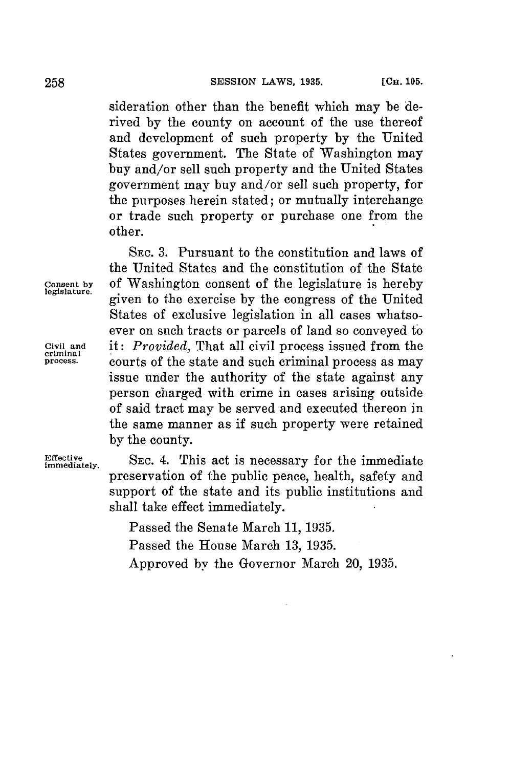sideration other than the benefit which may be derived by the county on account of the use thereof and development of such property by the United States government. The State of Washington may buy and/or sell such property and the United States government may buy and/or sell such property, for the purposes herein stated; or mutually interchange or trade such property or purchase one from the other.

Consent by legislature.

SEC. 3. Pursuant to the constitution and laws of the United States and the constitution of the State of Washington consent of the legislature is hereby given to the exercise by the congress of the United States of exclusive legislation in all cases whatsoever on such tracts or parcels of land so conveyed to it: *Provided,* That all civil process issued from the courts of the state and such criminal process as may issue under the authority of the state against any person charged with crime in cases arising outside of said tract may be served and executed thereon in the same manner as if such property were retained by the county.

Civil and criminal process.

Effective immediately.

SEC. 4. This act is necessary for the immediate preservation of the public peace, health, safety and support of the state and its public institutions and shall take effect immediately.

Passed the Senate March 11, 1935.

Passed the House March 13, 1935.

Approved by the Governor March 20, 1935.